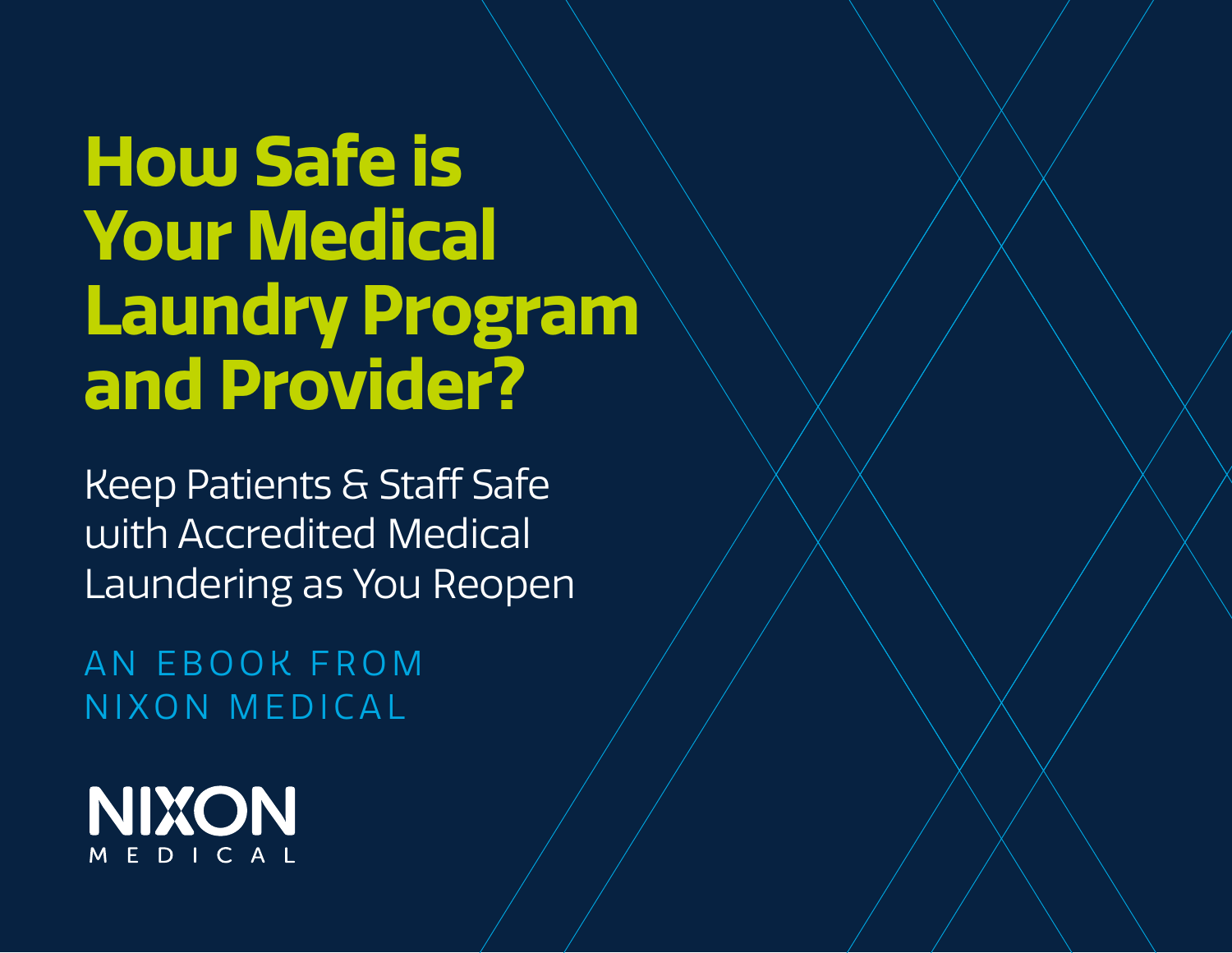# How Safe is Your Medical Laundry Program and Provider?

Keep Patients & Staff Safe with Accredited Medical Laundering as You Reopen

AN EBOOK FROM NIXON MEDICAL

NIXON MEDICAL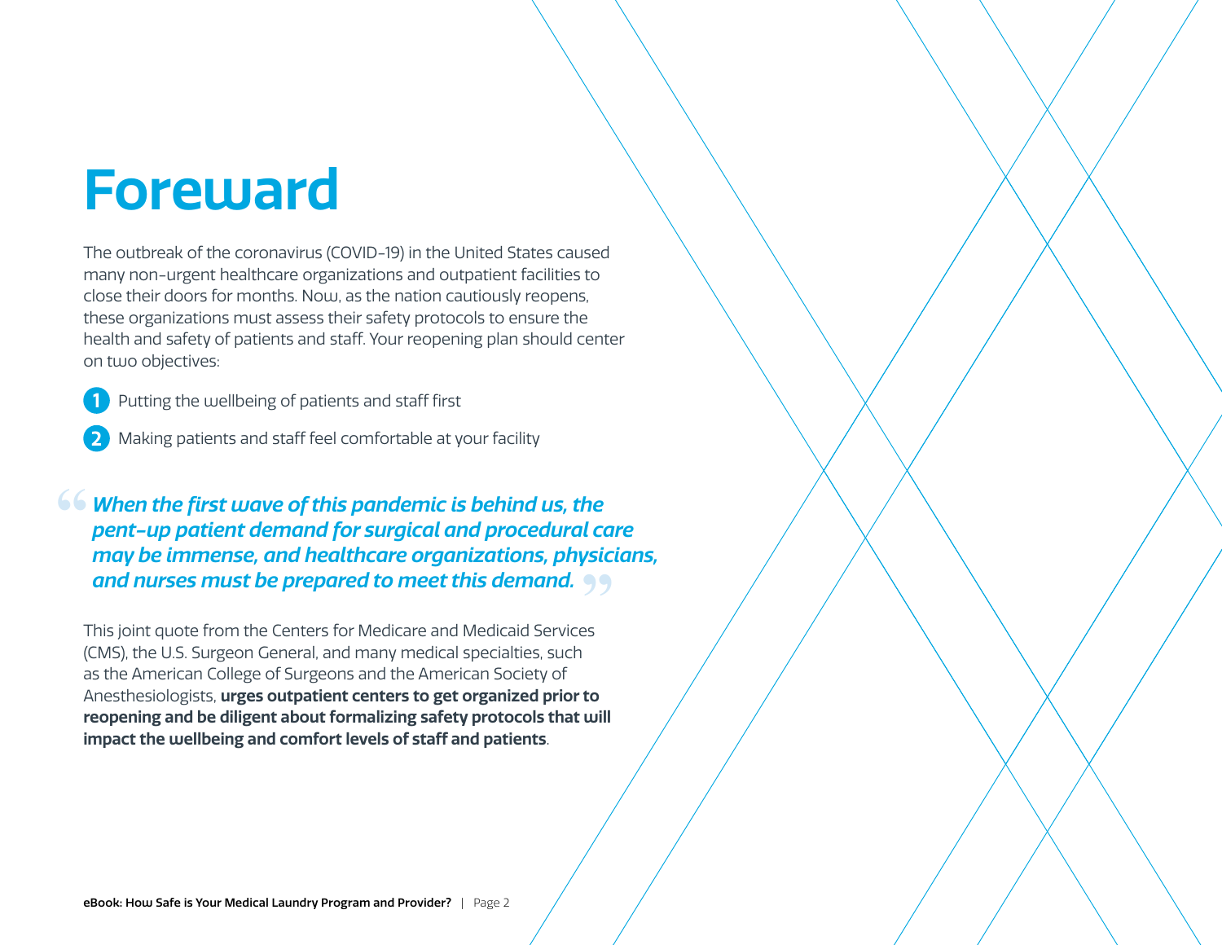# Foreward

The outbreak of the coronavirus (COVID-19) in the United States caused many non-urgent healthcare organizations and outpatient facilities to close their doors for months. Now, as the nation cautiously reopens, these organizations must assess their safety protocols to ensure the health and safety of patients and staff. Your reopening plan should center on two objectives:

1. Putting the wellbeing of patients and staff first
2. Making patients and staff feel comfortable at your facility

> ***"When the first wave of this pandemic is behind us, the pent-up patient demand for surgical and procedural care may be immense, and healthcare organizations, physicians, and nurses must be prepared to meet this demand."***

This joint quote from the Centers for Medicare and Medicaid Services (CMS), the U.S. Surgeon General, and many medical specialties, such as the American College of Surgeons and the American Society of Anesthesiologists, **urges outpatient centers to get organized prior to reopening and be diligent about formalizing safety protocols that will impact the wellbeing and comfort levels of staff and patients**.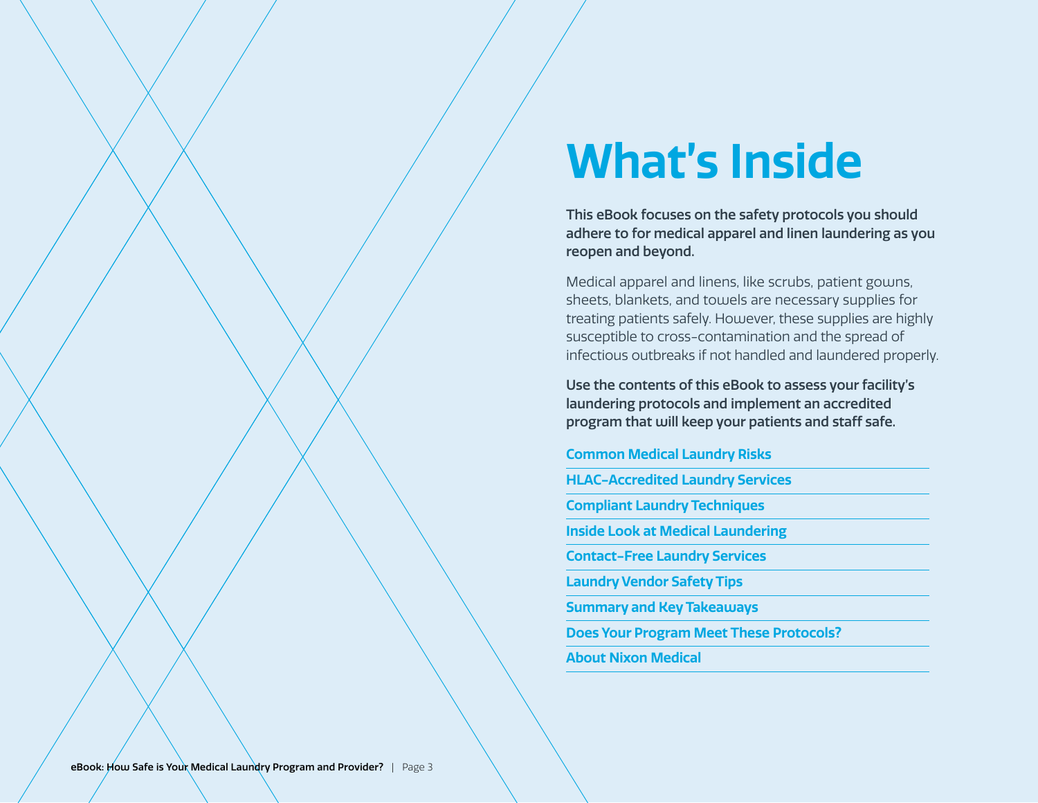# What's Inside

**This eBook focuses on the safety protocols you should adhere to for medical apparel and linen laundering as you reopen and beyond.**

Medical apparel and linens, like scrubs, patient gowns, sheets, blankets, and towels are necessary supplies for treating patients safely. However, these supplies are highly susceptible to cross-contamination and the spread of infectious outbreaks if not handled and laundered properly.

**Use the contents of this eBook to assess your facility's laundering protocols and implement an accredited program that will keep your patients and staff safe.**

- **Common Medical Laundry Risks**
- **HLAC-Accredited Laundry Services**
- **Compliant Laundry Techniques**
- **Inside Look at Medical Laundering**
- **Contact-Free Laundry Services**
- **Laundry Vendor Safety Tips**
- **Summary and Key Takeaways**
- **Does Your Program Meet These Protocols?**
- **About Nixon Medical**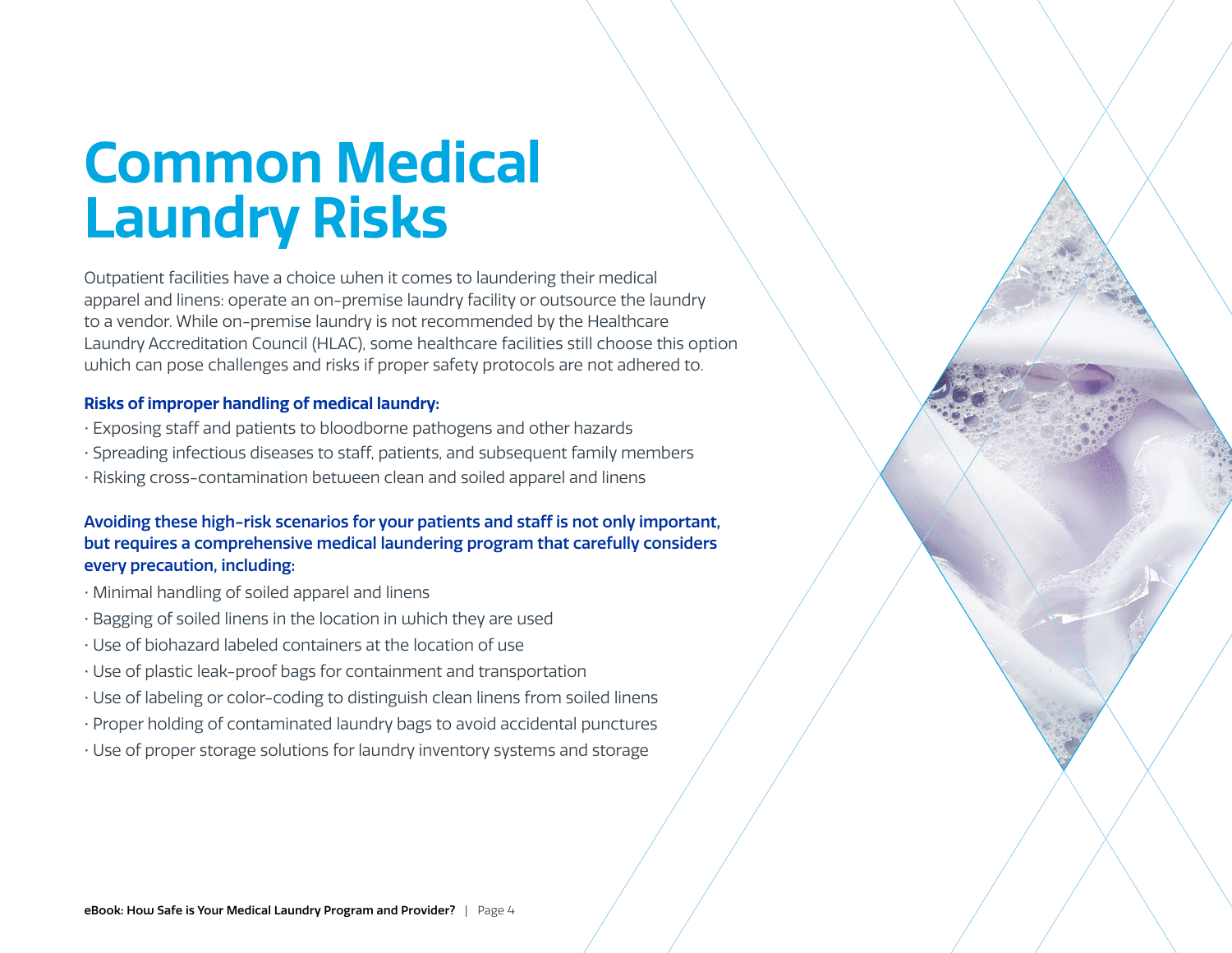# Common Medical Laundry Risks

Outpatient facilities have a choice when it comes to laundering their medical apparel and linens: operate an on-premise laundry facility or outsource the laundry to a vendor. While on-premise laundry is not recommended by the Healthcare Laundry Accreditation Council (HLAC), some healthcare facilities still choose this option which can pose challenges and risks if proper safety protocols are not adhered to.

**Risks of improper handling of medical laundry:**

- Exposing staff and patients to bloodborne pathogens and other hazards
- Spreading infectious diseases to staff, patients, and subsequent family members
- Risking cross-contamination between clean and soiled apparel and linens

**Avoiding these high-risk scenarios for your patients and staff is not only important, but requires a comprehensive medical laundering program that carefully considers every precaution, including:**

- Minimal handling of soiled apparel and linens
- Bagging of soiled linens in the location in which they are used
- Use of biohazard labeled containers at the location of use
- Use of plastic leak-proof bags for containment and transportation
- Use of labeling or color-coding to distinguish clean linens from soiled linens
- Proper holding of contaminated laundry bags to avoid accidental punctures
- Use of proper storage solutions for laundry inventory systems and storage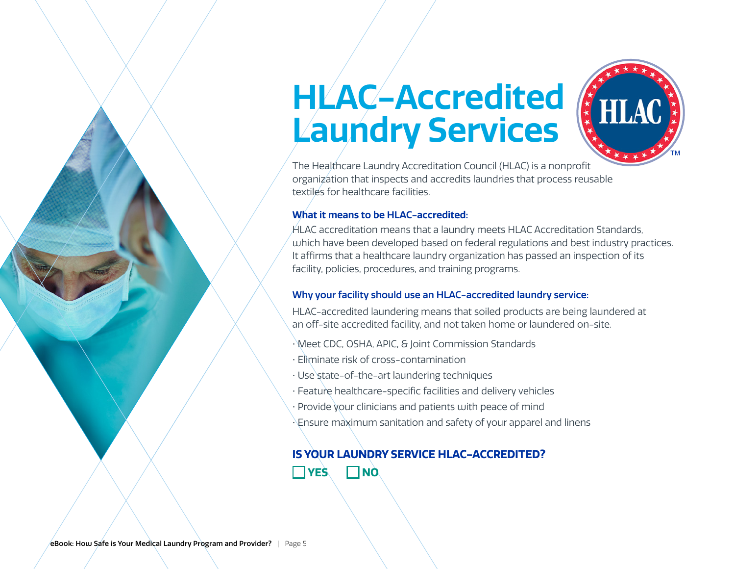# HLAC-Accredited Laundry Services

The Healthcare Laundry Accreditation Council (HLAC) is a nonprofit organization that inspects and accredits laundries that process reusable textiles for healthcare facilities.

### What it means to be HLAC-accredited:

HLAC accreditation means that a laundry meets HLAC Accreditation Standards, which have been developed based on federal regulations and best industry practices. It affirms that a healthcare laundry organization has passed an inspection of its facility, policies, procedures, and training programs.

### Why your facility should use an HLAC-accredited laundry service:

HLAC-accredited laundering means that soiled products are being laundered at an off-site accredited facility, and not taken home or laundered on-site.

- Meet CDC, OSHA, APIC, & Joint Commission Standards
- Eliminate risk of cross-contamination
- Use state-of-the-art laundering techniques
- Feature healthcare-specific facilities and delivery vehicles
- Provide your clinicians and patients with peace of mind
- Ensure maximum sanitation and safety of your apparel and linens

### IS YOUR LAUNDRY SERVICE HLAC-ACCREDITED?

☐ **YES** ☐ **NO**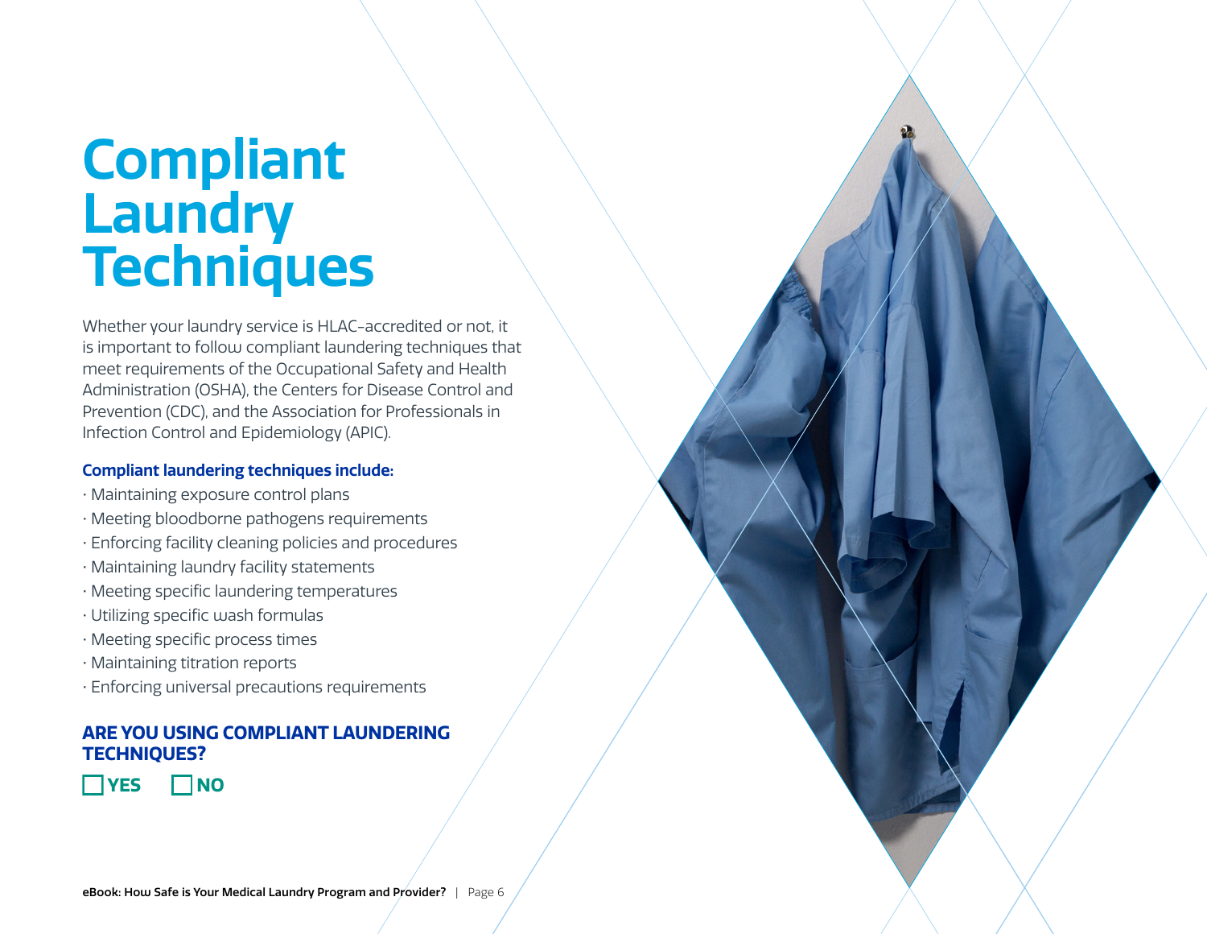# Compliant Laundry Techniques

Whether your laundry service is HLAC-accredited or not, it is important to follow compliant laundering techniques that meet requirements of the Occupational Safety and Health Administration (OSHA), the Centers for Disease Control and Prevention (CDC), and the Association for Professionals in Infection Control and Epidemiology (APIC).

**Compliant laundering techniques include:**

- Maintaining exposure control plans
- Meeting bloodborne pathogens requirements
- Enforcing facility cleaning policies and procedures
- Maintaining laundry facility statements
- Meeting specific laundering temperatures
- Utilizing specific wash formulas
- Meeting specific process times
- Maintaining titration reports
- Enforcing universal precautions requirements

**ARE YOU USING COMPLIANT LAUNDERING TECHNIQUES?**

☐ **YES** ☐ **NO**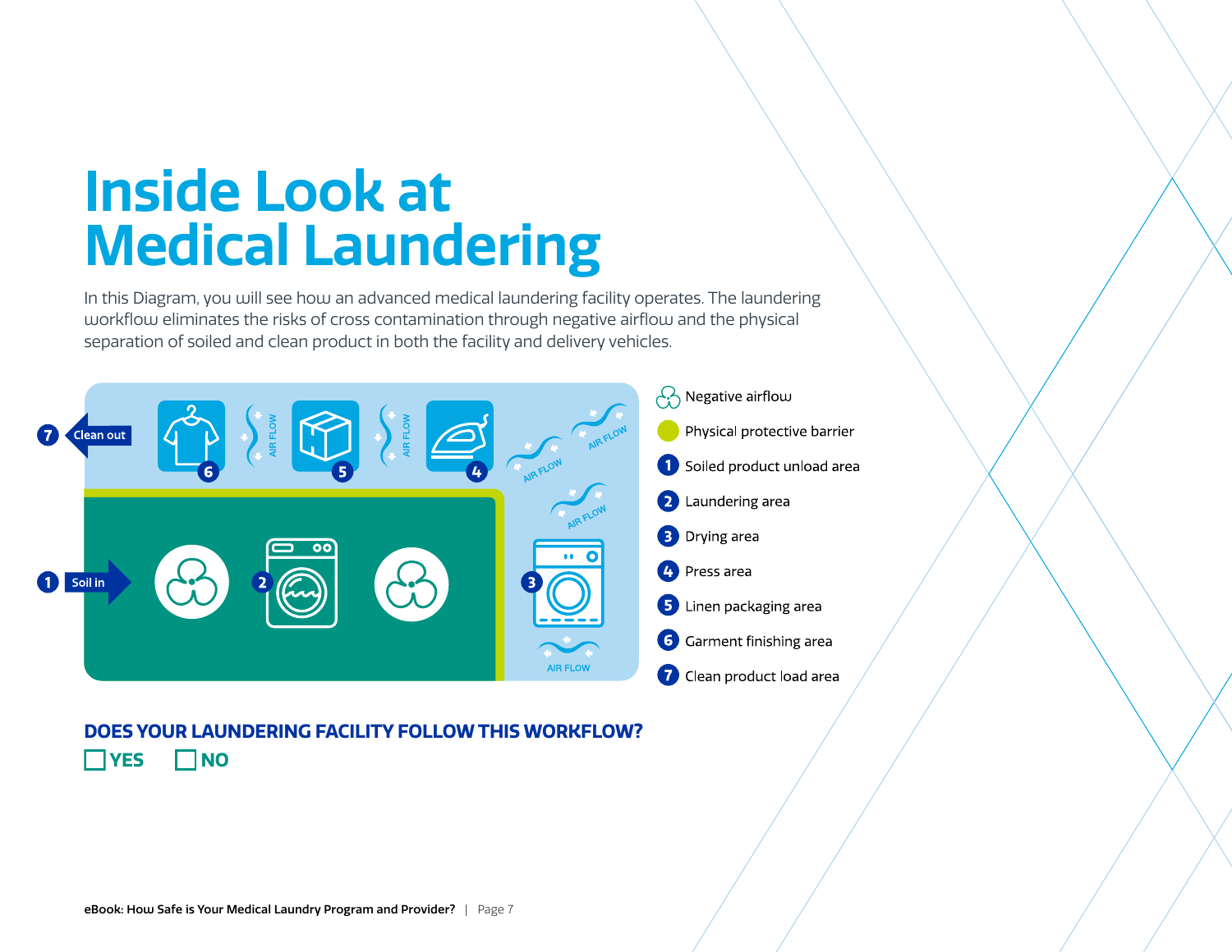# Inside Look at Medical Laundering

In this Diagram, you will see how an advanced medical laundering facility operates. The laundering workflow eliminates the risks of cross contamination through negative airflow and the physical separation of soiled and clean product in both the facility and delivery vehicles.

7 Clean out

1 Soil in

AIR FLOW

- Negative airflow
- Physical protective barrier
- 1 Soiled product unload area
- 2 Laundering area
- 3 Drying area
- 4 Press area
- 5 Linen packaging area
- 6 Garment finishing area
- 7 Clean product load area

**DOES YOUR LAUNDERING FACILITY FOLLOW THIS WORKFLOW?**

☐ YES ☐ NO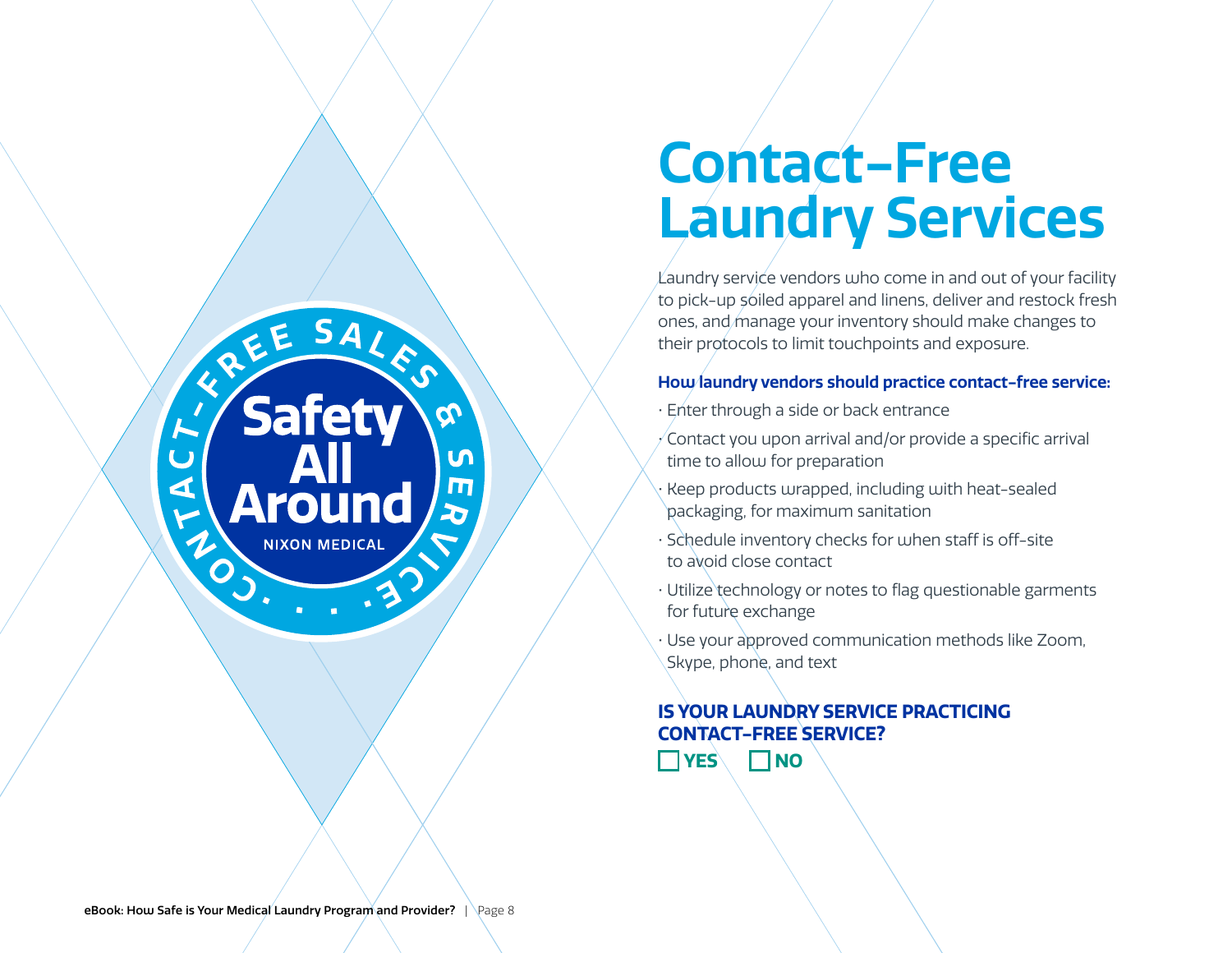# Contact-Free Laundry Services

Laundry service vendors who come in and out of your facility to pick-up soiled apparel and linens, deliver and restock fresh ones, and manage your inventory should make changes to their protocols to limit touchpoints and exposure.

**How laundry vendors should practice contact-free service:**

- Enter through a side or back entrance
- Contact you upon arrival and/or provide a specific arrival time to allow for preparation
- Keep products wrapped, including with heat-sealed packaging, for maximum sanitation
- Schedule inventory checks for when staff is off-site to avoid close contact
- Utilize technology or notes to flag questionable garments for future exchange
- Use your approved communication methods like Zoom, Skype, phone, and text

**IS YOUR LAUNDRY SERVICE PRACTICING CONTACT-FREE SERVICE?**

☐ **YES** ☐ **NO**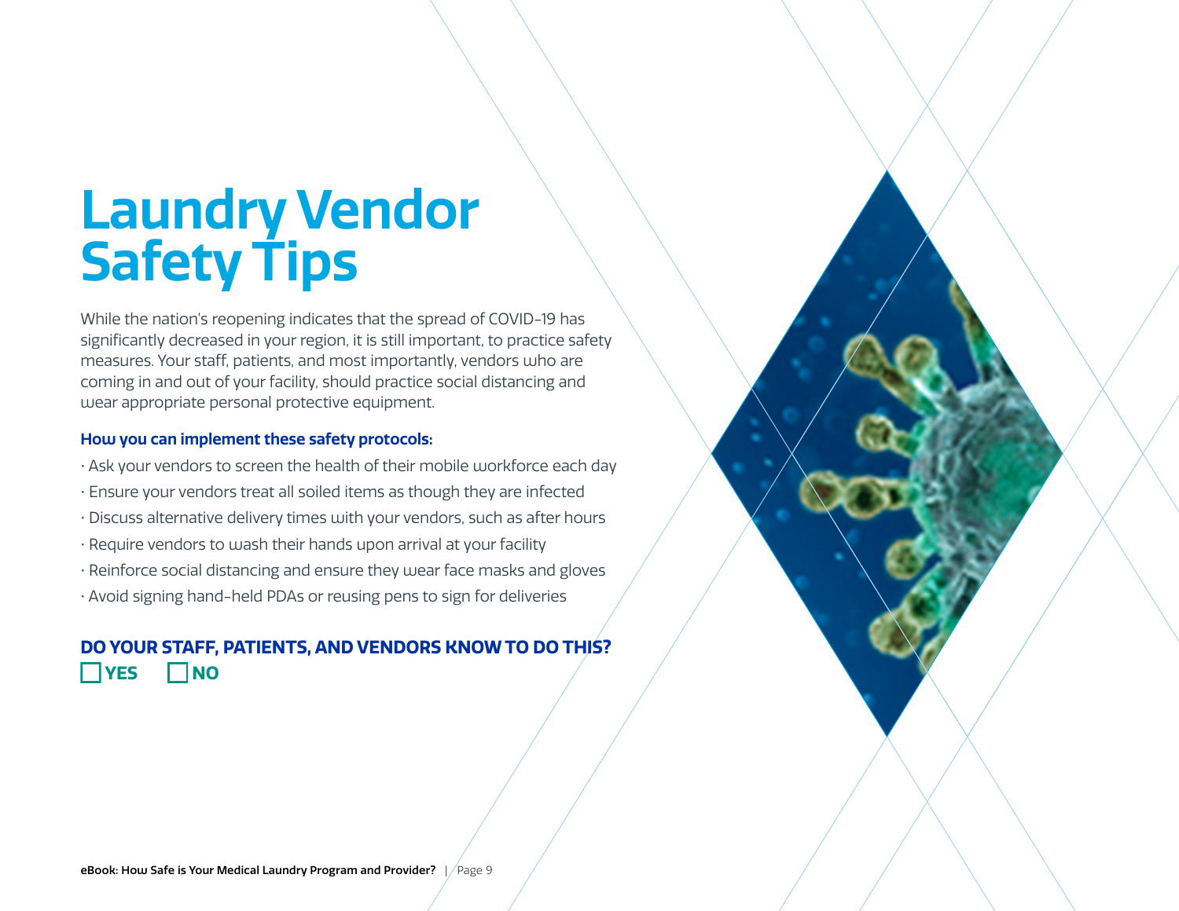# Laundry Vendor Safety Tips

While the nation's reopening indicates that the spread of COVID-19 has significantly decreased in your region, it is still important, to practice safety measures. Your staff, patients, and most importantly, vendors who are coming in and out of your facility, should practice social distancing and wear appropriate personal protective equipment.

**How you can implement these safety protocols:**

- Ask your vendors to screen the health of their mobile workforce each day
- Ensure your vendors treat all soiled items as though they are infected
- Discuss alternative delivery times with your vendors, such as after hours
- Require vendors to wash their hands upon arrival at your facility
- Reinforce social distancing and ensure they wear face masks and gloves
- Avoid signing hand-held PDAs or reusing pens to sign for deliveries

**DO YOUR STAFF, PATIENTS, AND VENDORS KNOW TO DO THIS?**

☐ **YES** ☐ **NO**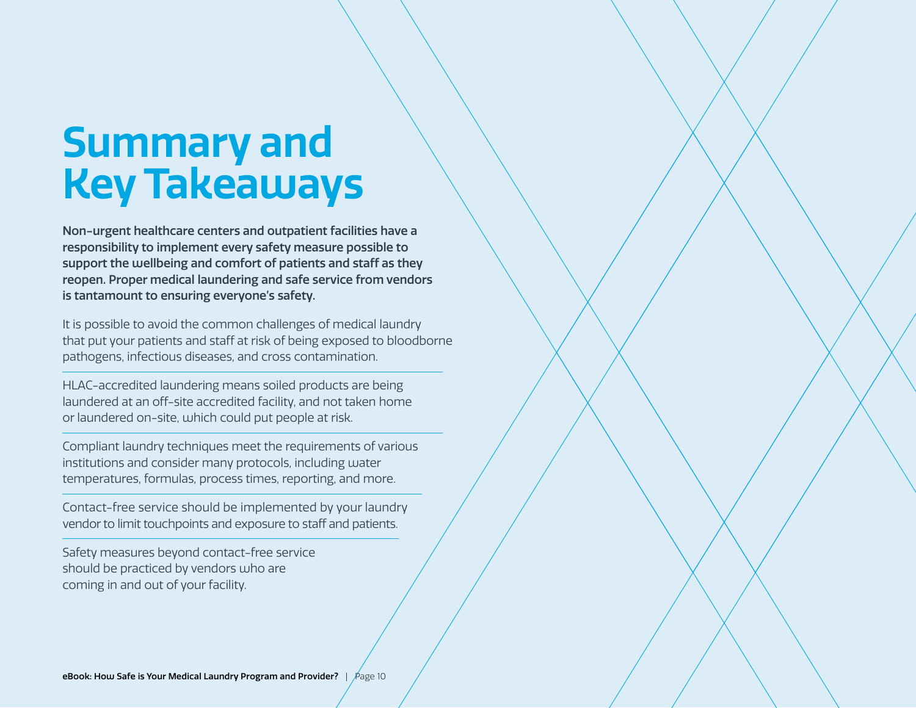# Summary and Key Takeaways

**Non-urgent healthcare centers and outpatient facilities have a responsibility to implement every safety measure possible to support the wellbeing and comfort of patients and staff as they reopen. Proper medical laundering and safe service from vendors is tantamount to ensuring everyone's safety.**

It is possible to avoid the common challenges of medical laundry that put your patients and staff at risk of being exposed to bloodborne pathogens, infectious diseases, and cross contamination.

---

HLAC-accredited laundering means soiled products are being laundered at an off-site accredited facility, and not taken home or laundered on-site, which could put people at risk.

---

Compliant laundry techniques meet the requirements of various institutions and consider many protocols, including water temperatures, formulas, process times, reporting, and more.

---

Contact-free service should be implemented by your laundry vendor to limit touchpoints and exposure to staff and patients.

---

Safety measures beyond contact-free service should be practiced by vendors who are coming in and out of your facility.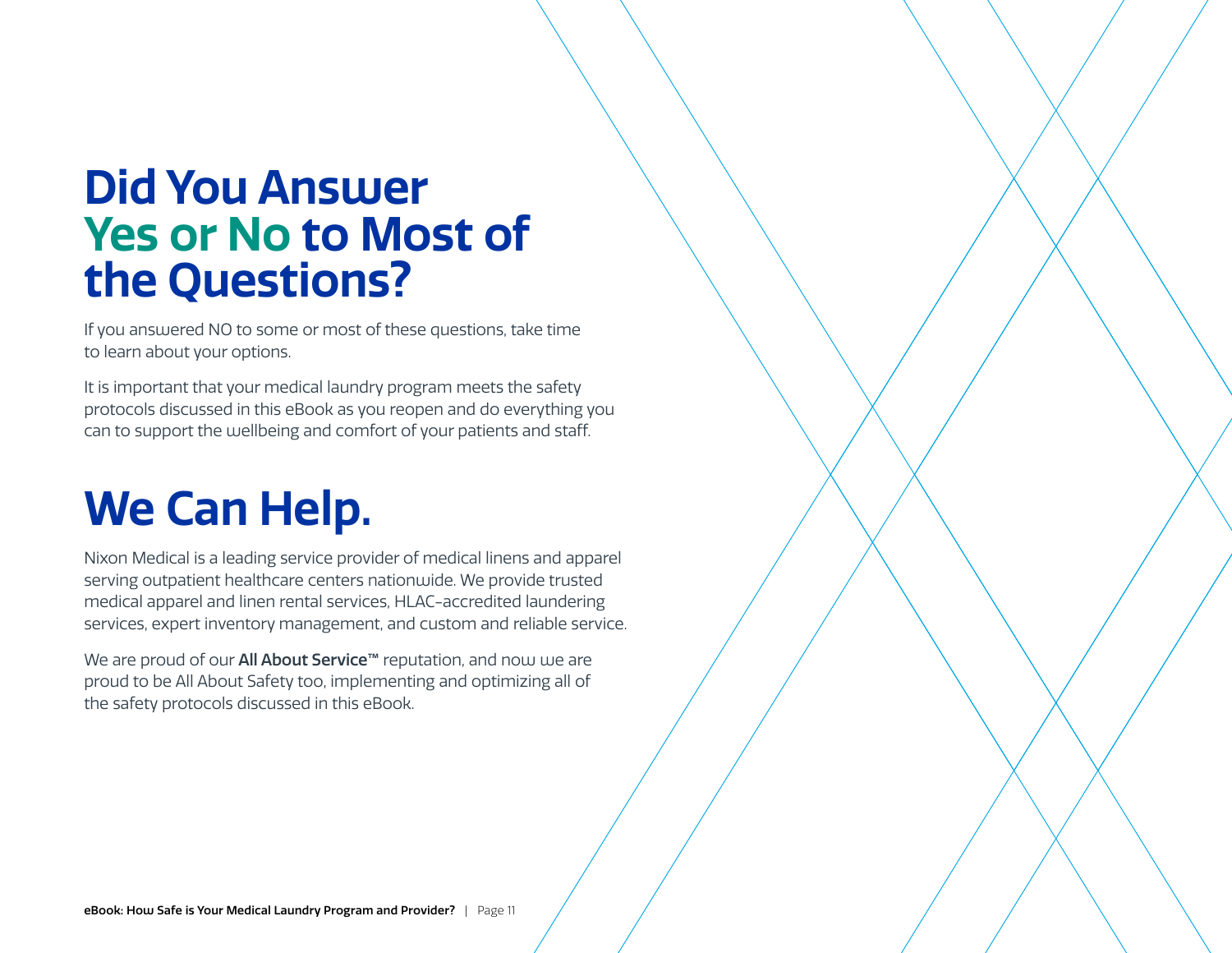# Did You Answer Yes or No to Most of the Questions?

If you answered NO to some or most of these questions, take time to learn about your options.

It is important that your medical laundry program meets the safety protocols discussed in this eBook as you reopen and do everything you can to support the wellbeing and comfort of your patients and staff.

# We Can Help.

Nixon Medical is a leading service provider of medical linens and apparel serving outpatient healthcare centers nationwide. We provide trusted medical apparel and linen rental services, HLAC-accredited laundering services, expert inventory management, and custom and reliable service.

We are proud of our **All About Service™** reputation, and now we are proud to be All About Safety too, implementing and optimizing all of the safety protocols discussed in this eBook.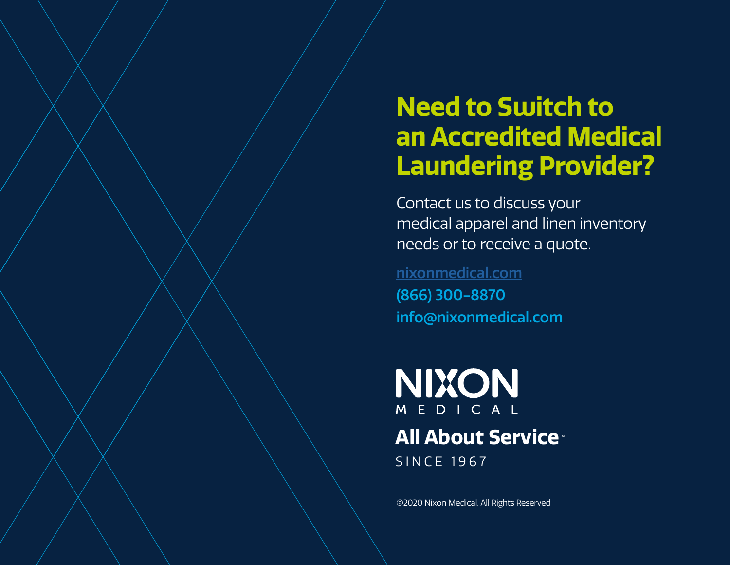# Need to Switch to an Accredited Medical Laundering Provider?

Contact us to discuss your medical apparel and linen inventory needs or to receive a quote.

nixonmedical.com

(866) 300-8870

info@nixonmedical.com

NIXON MEDICAL

**All About Service**™

SINCE 1967

©2020 Nixon Medical. All Rights Reserved